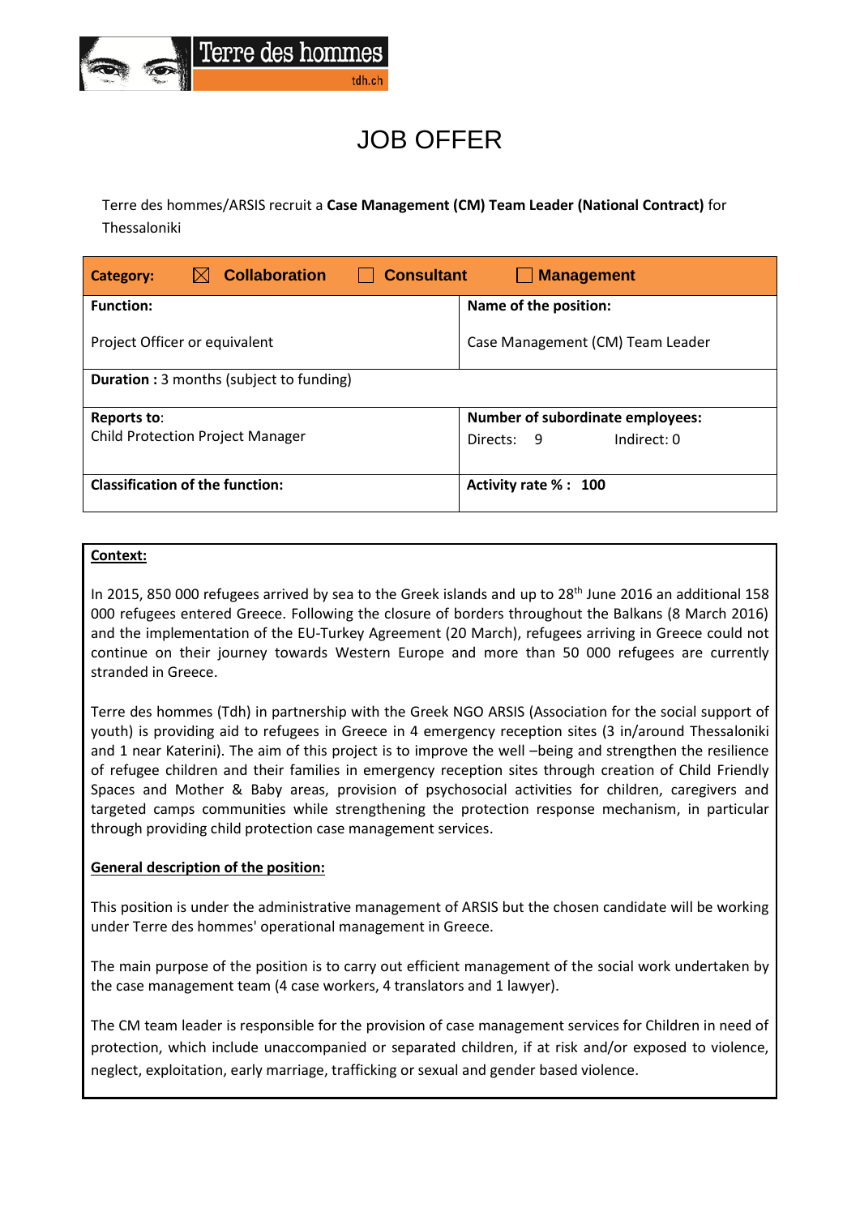# JOB OFFER

Terre des hommes/ARSIS recruit a **Case Management (CM) Team Leader (National Contract)** for Thessaloniki

| **Category:** ☒ **Collaboration** ☐ **Consultant** ☐ **Management** | |
|---|---|
| **Function:**<br><br>Project Officer or equivalent | **Name of the position:**<br><br>Case Management (CM) Team Leader |
| **Duration :** 3 months (subject to funding) | |
| **Reports to**:<br>Child Protection Project Manager | **Number of subordinate employees:**<br>Directs: 9 Indirect: 0 |
| **Classification of the function:** | **Activity rate % : 100** |

**Context:**

In 2015, 850 000 refugees arrived by sea to the Greek islands and up to 28th June 2016 an additional 158 000 refugees entered Greece. Following the closure of borders throughout the Balkans (8 March 2016) and the implementation of the EU-Turkey Agreement (20 March), refugees arriving in Greece could not continue on their journey towards Western Europe and more than 50 000 refugees are currently stranded in Greece.

Terre des hommes (Tdh) in partnership with the Greek NGO ARSIS (Association for the social support of youth) is providing aid to refugees in Greece in 4 emergency reception sites (3 in/around Thessaloniki and 1 near Katerini). The aim of this project is to improve the well –being and strengthen the resilience of refugee children and their families in emergency reception sites through creation of Child Friendly Spaces and Mother & Baby areas, provision of psychosocial activities for children, caregivers and targeted camps communities while strengthening the protection response mechanism, in particular through providing child protection case management services.

**General description of the position:**

This position is under the administrative management of ARSIS but the chosen candidate will be working under Terre des hommes' operational management in Greece.

The main purpose of the position is to carry out efficient management of the social work undertaken by the case management team (4 case workers, 4 translators and 1 lawyer).

The CM team leader is responsible for the provision of case management services for Children in need of protection, which include unaccompanied or separated children, if at risk and/or exposed to violence, neglect, exploitation, early marriage, trafficking or sexual and gender based violence.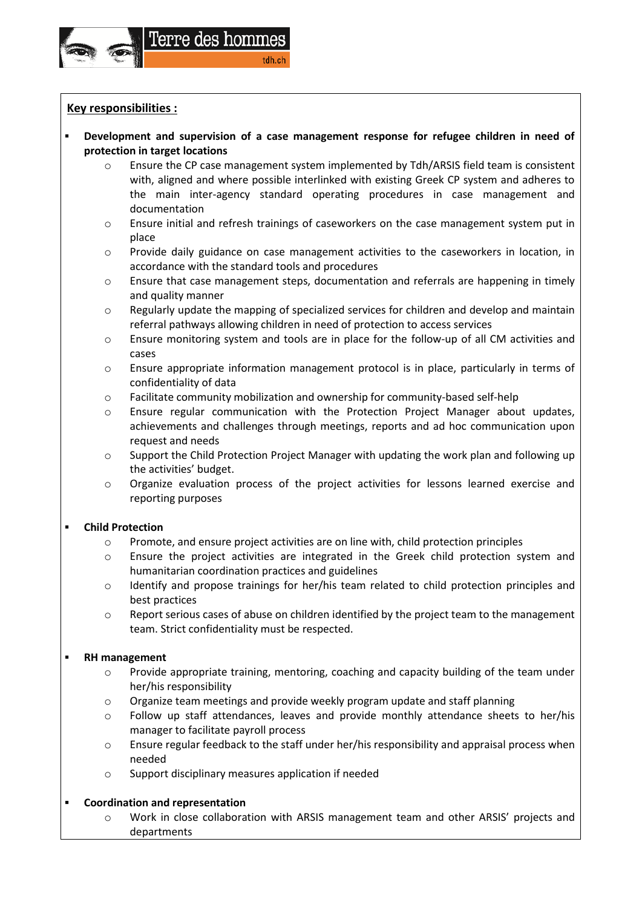**Key responsibilities :**

- **Development and supervision of a case management response for refugee children in need of protection in target locations**
    - Ensure the CP case management system implemented by Tdh/ARSIS field team is consistent with, aligned and where possible interlinked with existing Greek CP system and adheres to the main inter-agency standard operating procedures in case management and documentation
    - Ensure initial and refresh trainings of caseworkers on the case management system put in place
    - Provide daily guidance on case management activities to the caseworkers in location, in accordance with the standard tools and procedures
    - Ensure that case management steps, documentation and referrals are happening in timely and quality manner
    - Regularly update the mapping of specialized services for children and develop and maintain referral pathways allowing children in need of protection to access services
    - Ensure monitoring system and tools are in place for the follow-up of all CM activities and cases
    - Ensure appropriate information management protocol is in place, particularly in terms of confidentiality of data
    - Facilitate community mobilization and ownership for community-based self-help
    - Ensure regular communication with the Protection Project Manager about updates, achievements and challenges through meetings, reports and ad hoc communication upon request and needs
    - Support the Child Protection Project Manager with updating the work plan and following up the activities' budget.
    - Organize evaluation process of the project activities for lessons learned exercise and reporting purposes

- **Child Protection**
    - Promote, and ensure project activities are on line with, child protection principles
    - Ensure the project activities are integrated in the Greek child protection system and humanitarian coordination practices and guidelines
    - Identify and propose trainings for her/his team related to child protection principles and best practices
    - Report serious cases of abuse on children identified by the project team to the management team. Strict confidentiality must be respected.

- **RH management**
    - Provide appropriate training, mentoring, coaching and capacity building of the team under her/his responsibility
    - Organize team meetings and provide weekly program update and staff planning
    - Follow up staff attendances, leaves and provide monthly attendance sheets to her/his manager to facilitate payroll process
    - Ensure regular feedback to the staff under her/his responsibility and appraisal process when needed
    - Support disciplinary measures application if needed

- **Coordination and representation**
    - Work in close collaboration with ARSIS management team and other ARSIS' projects and departments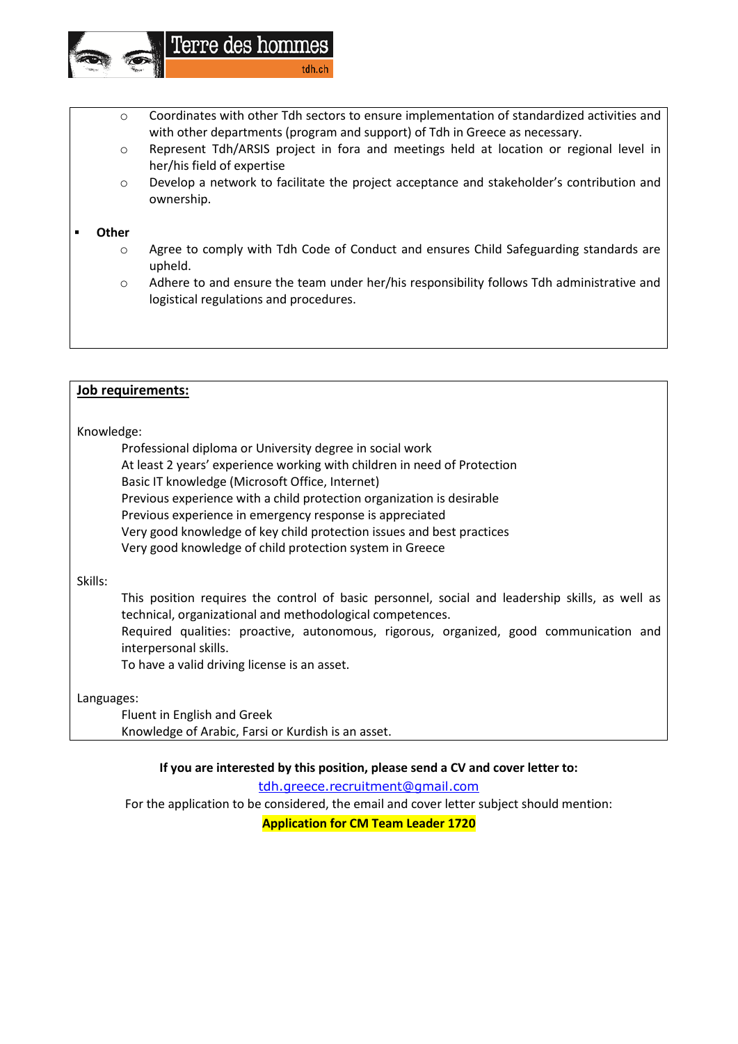- Coordinates with other Tdh sectors to ensure implementation of standardized activities and with other departments (program and support) of Tdh in Greece as necessary.
- Represent Tdh/ARSIS project in fora and meetings held at location or regional level in her/his field of expertise
- Develop a network to facilitate the project acceptance and stakeholder's contribution and ownership.

- **Other**
  - Agree to comply with Tdh Code of Conduct and ensures Child Safeguarding standards are upheld.
  - Adhere to and ensure the team under her/his responsibility follows Tdh administrative and logistical regulations and procedures.

**<u>Job requirements:</u>**

Knowledge:

Professional diploma or University degree in social work
At least 2 years' experience working with children in need of Protection
Basic IT knowledge (Microsoft Office, Internet)
Previous experience with a child protection organization is desirable
Previous experience in emergency response is appreciated
Very good knowledge of key child protection issues and best practices
Very good knowledge of child protection system in Greece

Skills:

This position requires the control of basic personnel, social and leadership skills, as well as technical, organizational and methodological competences.
Required qualities: proactive, autonomous, rigorous, organized, good communication and interpersonal skills.
To have a valid driving license is an asset.

Languages:

Fluent in English and Greek
Knowledge of Arabic, Farsi or Kurdish is an asset.

**If you are interested by this position, please send a CV and cover letter to:**

tdh.greece.recruitment@gmail.com

For the application to be considered, the email and cover letter subject should mention:

**Application for CM Team Leader 1720**